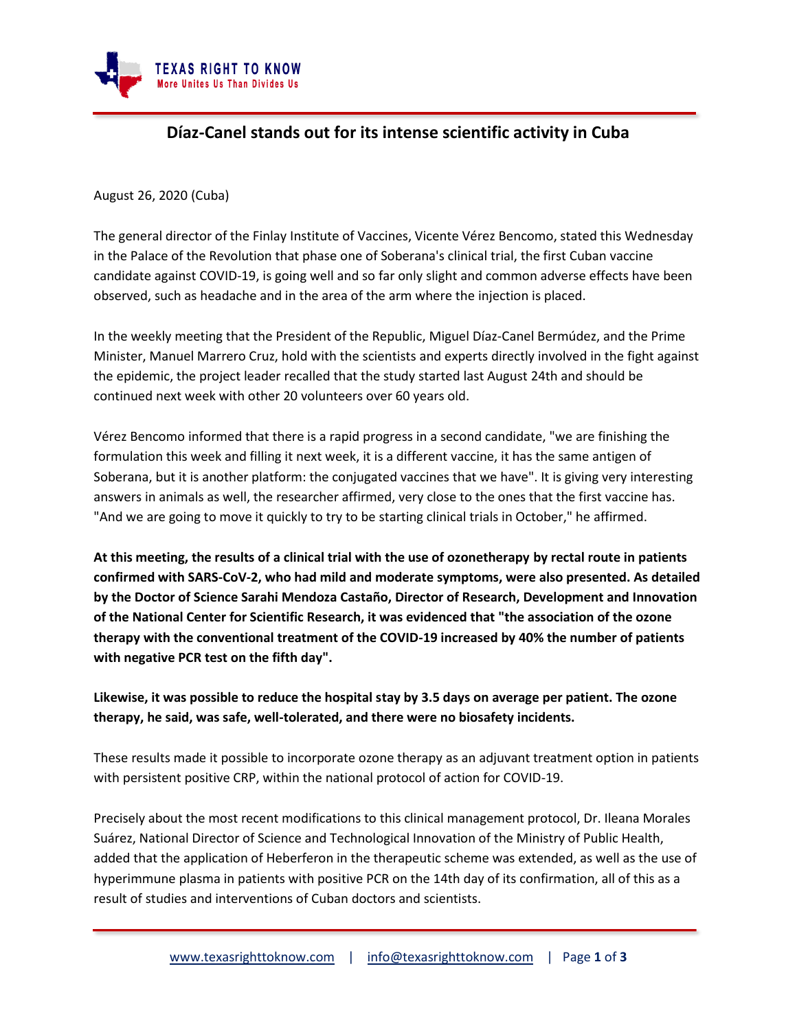# Díaz-Canel stands out for its intense scientific activity in Cuba

August 26, 2020 (Cuba)

The general director of the Finlay Institute of Vaccines, Vicente Vérez Bencomo, stated this Wednesday in the Palace of the Revolution that phase one of Soberana's clinical trial, the first Cuban vaccine candidate against COVID-19, is going well and so far only slight and common adverse effects have been observed, such as headache and in the area of the arm where the injection is placed.

In the weekly meeting that the President of the Republic, Miguel Díaz-Canel Bermúdez, and the Prime Minister, Manuel Marrero Cruz, hold with the scientists and experts directly involved in the fight against the epidemic, the project leader recalled that the study started last August 24th and should be continued next week with other 20 volunteers over 60 years old.

Vérez Bencomo informed that there is a rapid progress in a second candidate, "we are finishing the formulation this week and filling it next week, it is a different vaccine, it has the same antigen of Soberana, but it is another platform: the conjugated vaccines that we have". It is giving very interesting answers in animals as well, the researcher affirmed, very close to the ones that the first vaccine has. "And we are going to move it quickly to try to be starting clinical trials in October," he affirmed.

**At this meeting, the results of a clinical trial with the use of ozonetherapy by rectal route in patients confirmed with SARS-CoV-2, who had mild and moderate symptoms, were also presented. As detailed by the Doctor of Science Sarahi Mendoza Castaño, Director of Research, Development and Innovation of the National Center for Scientific Research, it was evidenced that "the association of the ozone therapy with the conventional treatment of the COVID-19 increased by 40% the number of patients with negative PCR test on the fifth day".**

**Likewise, it was possible to reduce the hospital stay by 3.5 days on average per patient. The ozone therapy, he said, was safe, well-tolerated, and there were no biosafety incidents.**

These results made it possible to incorporate ozone therapy as an adjuvant treatment option in patients with persistent positive CRP, within the national protocol of action for COVID-19.

Precisely about the most recent modifications to this clinical management protocol, Dr. Ileana Morales Suárez, National Director of Science and Technological Innovation of the Ministry of Public Health, added that the application of Heberferon in the therapeutic scheme was extended, as well as the use of hyperimmune plasma in patients with positive PCR on the 14th day of its confirmation, all of this as a result of studies and interventions of Cuban doctors and scientists.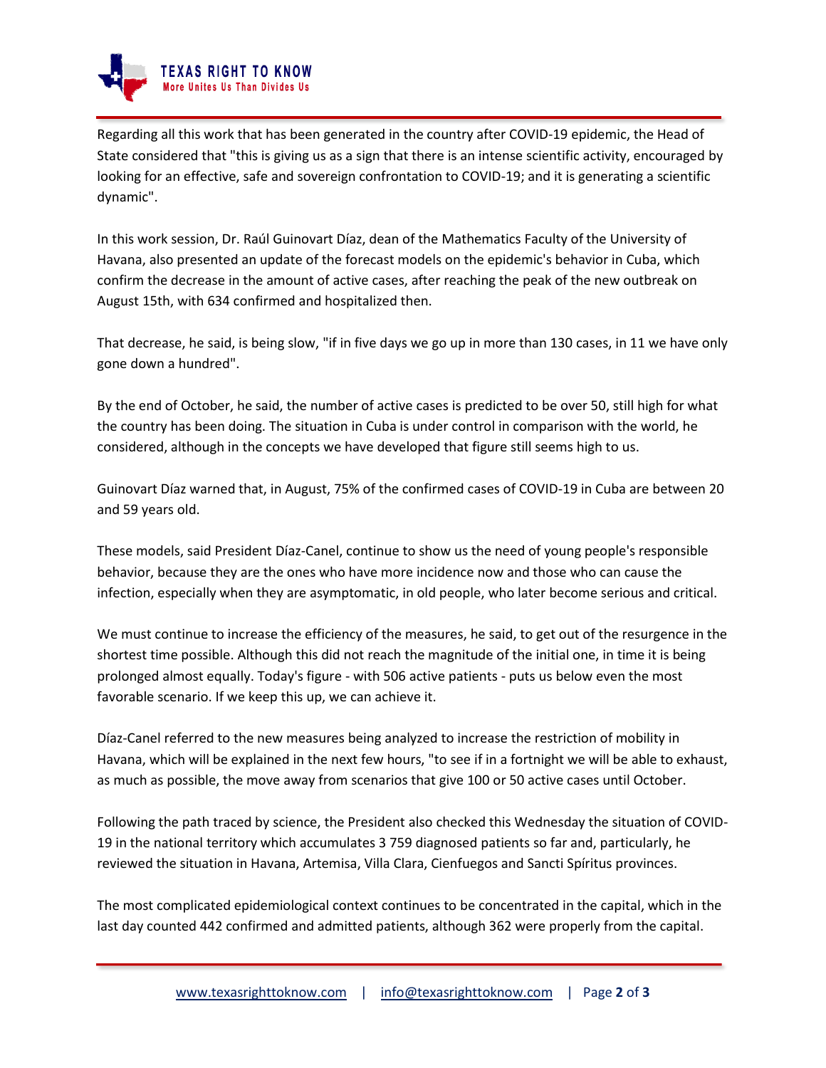Regarding all this work that has been generated in the country after COVID-19 epidemic, the Head of State considered that "this is giving us as a sign that there is an intense scientific activity, encouraged by looking for an effective, safe and sovereign confrontation to COVID-19; and it is generating a scientific dynamic".

In this work session, Dr. Raúl Guinovart Díaz, dean of the Mathematics Faculty of the University of Havana, also presented an update of the forecast models on the epidemic's behavior in Cuba, which confirm the decrease in the amount of active cases, after reaching the peak of the new outbreak on August 15th, with 634 confirmed and hospitalized then.

That decrease, he said, is being slow, "if in five days we go up in more than 130 cases, in 11 we have only gone down a hundred".

By the end of October, he said, the number of active cases is predicted to be over 50, still high for what the country has been doing. The situation in Cuba is under control in comparison with the world, he considered, although in the concepts we have developed that figure still seems high to us.

Guinovart Díaz warned that, in August, 75% of the confirmed cases of COVID-19 in Cuba are between 20 and 59 years old.

These models, said President Díaz-Canel, continue to show us the need of young people's responsible behavior, because they are the ones who have more incidence now and those who can cause the infection, especially when they are asymptomatic, in old people, who later become serious and critical.

We must continue to increase the efficiency of the measures, he said, to get out of the resurgence in the shortest time possible. Although this did not reach the magnitude of the initial one, in time it is being prolonged almost equally. Today's figure - with 506 active patients - puts us below even the most favorable scenario. If we keep this up, we can achieve it.

Díaz-Canel referred to the new measures being analyzed to increase the restriction of mobility in Havana, which will be explained in the next few hours, "to see if in a fortnight we will be able to exhaust, as much as possible, the move away from scenarios that give 100 or 50 active cases until October.

Following the path traced by science, the President also checked this Wednesday the situation of COVID-19 in the national territory which accumulates 3 759 diagnosed patients so far and, particularly, he reviewed the situation in Havana, Artemisa, Villa Clara, Cienfuegos and Sancti Spíritus provinces.

The most complicated epidemiological context continues to be concentrated in the capital, which in the last day counted 442 confirmed and admitted patients, although 362 were properly from the capital.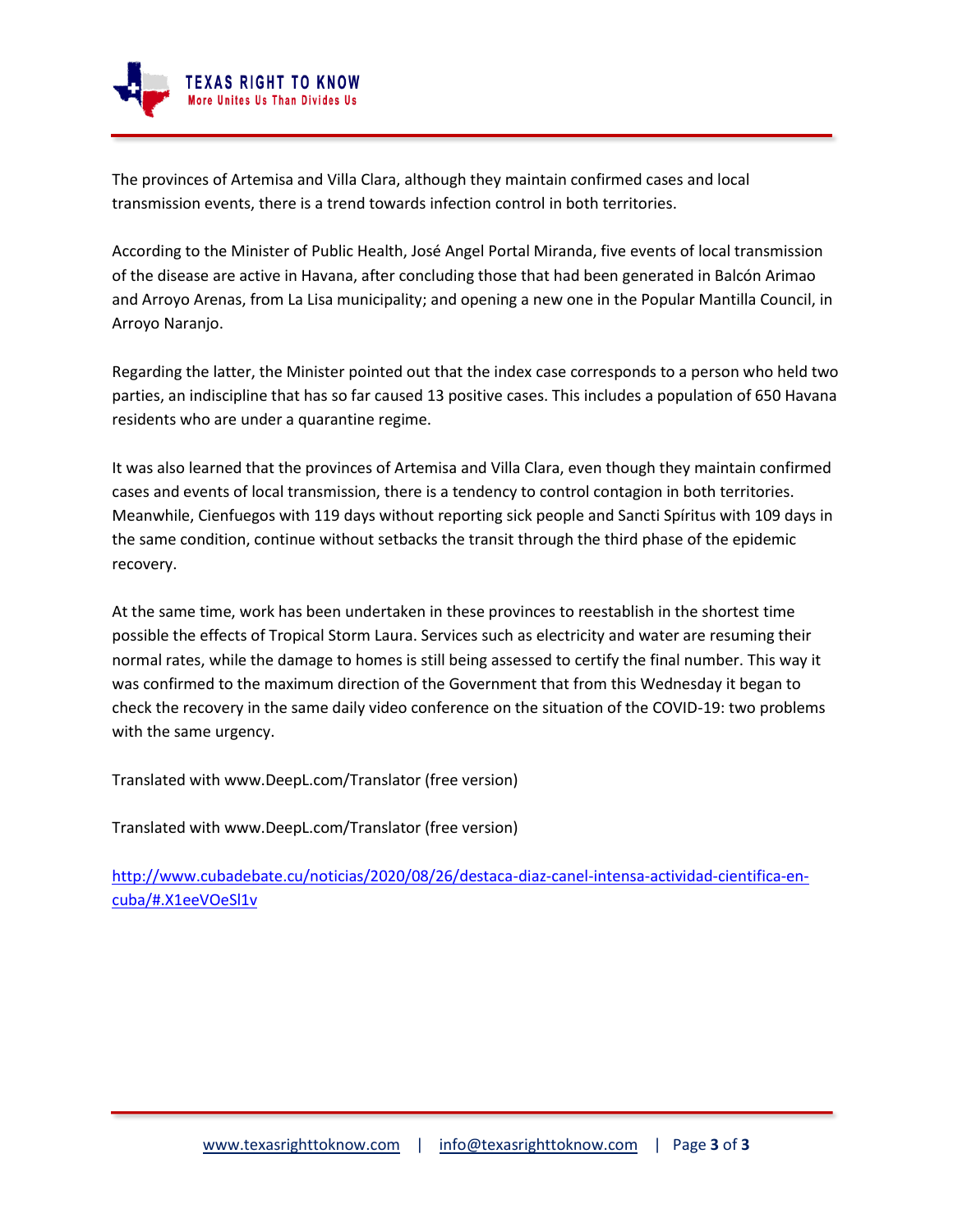The provinces of Artemisa and Villa Clara, although they maintain confirmed cases and local transmission events, there is a trend towards infection control in both territories.

According to the Minister of Public Health, José Angel Portal Miranda, five events of local transmission of the disease are active in Havana, after concluding those that had been generated in Balcón Arimao and Arroyo Arenas, from La Lisa municipality; and opening a new one in the Popular Mantilla Council, in Arroyo Naranjo.

Regarding the latter, the Minister pointed out that the index case corresponds to a person who held two parties, an indiscipline that has so far caused 13 positive cases. This includes a population of 650 Havana residents who are under a quarantine regime.

It was also learned that the provinces of Artemisa and Villa Clara, even though they maintain confirmed cases and events of local transmission, there is a tendency to control contagion in both territories. Meanwhile, Cienfuegos with 119 days without reporting sick people and Sancti Spíritus with 109 days in the same condition, continue without setbacks the transit through the third phase of the epidemic recovery.

At the same time, work has been undertaken in these provinces to reestablish in the shortest time possible the effects of Tropical Storm Laura. Services such as electricity and water are resuming their normal rates, while the damage to homes is still being assessed to certify the final number. This way it was confirmed to the maximum direction of the Government that from this Wednesday it began to check the recovery in the same daily video conference on the situation of the COVID-19: two problems with the same urgency.

Translated with www.DeepL.com/Translator (free version)

Translated with www.DeepL.com/Translator (free version)

http://www.cubadebate.cu/noticias/2020/08/26/destaca-diaz-canel-intensa-actividad-cientifica-en-cuba/#.X1eeVOeSl1v